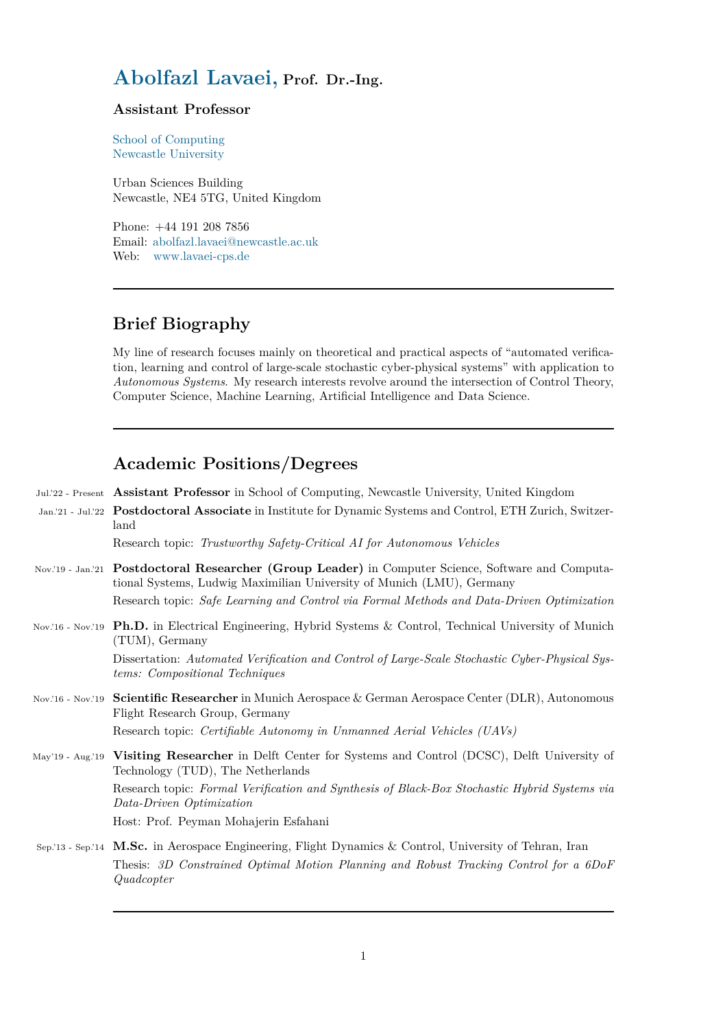# Abolfazl Lavaei, Prof. Dr.-Ing.

### Assistant Professor

School of Computing
Newcastle University

Urban Sciences Building
Newcastle, NE4 5TG, United Kingdom

Phone: +44 191 208 7856
Email: abolfazl.lavaei@newcastle.ac.uk
Web: www.lavaei-cps.de

---

## Brief Biography

My line of research focuses mainly on theoretical and practical aspects of "automated verification, learning and control of large-scale stochastic cyber-physical systems" with application to *Autonomous Systems*. My research interests revolve around the intersection of Control Theory, Computer Science, Machine Learning, Artificial Intelligence and Data Science.

---

## Academic Positions/Degrees

Jul.'22 - Present **Assistant Professor** in School of Computing, Newcastle University, United Kingdom

Jan.'21 - Jul.'22 **Postdoctoral Associate** in Institute for Dynamic Systems and Control, ETH Zurich, Switzerland

Research topic: *Trustworthy Safety-Critical AI for Autonomous Vehicles*

Nov.'19 - Jan.'21 **Postdoctoral Researcher (Group Leader)** in Computer Science, Software and Computational Systems, Ludwig Maximilian University of Munich (LMU), Germany

Research topic: *Safe Learning and Control via Formal Methods and Data-Driven Optimization*

Nov.'16 - Nov.'19 **Ph.D.** in Electrical Engineering, Hybrid Systems & Control, Technical University of Munich (TUM), Germany

Dissertation: *Automated Verification and Control of Large-Scale Stochastic Cyber-Physical Systems: Compositional Techniques*

Nov.'16 - Nov.'19 **Scientific Researcher** in Munich Aerospace & German Aerospace Center (DLR), Autonomous Flight Research Group, Germany

Research topic: *Certifiable Autonomy in Unmanned Aerial Vehicles (UAVs)*

May'19 - Aug.'19 **Visiting Researcher** in Delft Center for Systems and Control (DCSC), Delft University of Technology (TUD), The Netherlands

Research topic: *Formal Verification and Synthesis of Black-Box Stochastic Hybrid Systems via Data-Driven Optimization*

Host: Prof. Peyman Mohajerin Esfahani

Sep.'13 - Sep.'14 **M.Sc.** in Aerospace Engineering, Flight Dynamics & Control, University of Tehran, Iran

Thesis: *3D Constrained Optimal Motion Planning and Robust Tracking Control for a 6DoF Quadcopter*

---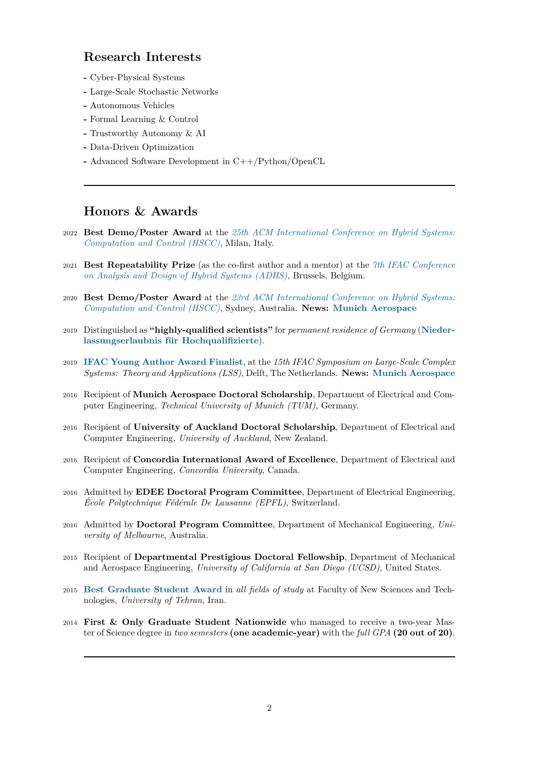## Research Interests

- Cyber-Physical Systems
- Large-Scale Stochastic Networks
- Autonomous Vehicles
- Formal Learning & Control
- Trustworthy Autonomy & AI
- Data-Driven Optimization
- Advanced Software Development in C++/Python/OpenCL

---

## Honors & Awards

2022 **Best Demo/Poster Award** at the *25th ACM International Conference on Hybrid Systems: Computation and Control (HSCC)*, Milan, Italy.

2021 **Best Repeatability Prize** (as the co-first author and a mentor) at the *7th IFAC Conference on Analysis and Design of Hybrid Systems (ADHS)*, Brussels, Belgium.

2020 **Best Demo/Poster Award** at the *23rd ACM International Conference on Hybrid Systems: Computation and Control (HSCC)*, Sydney, Australia. **News: Munich Aerospace**

2019 Distinguished as **"highly-qualified scientists"** for *permanent residence of Germany* (**Niederlassungserlaubnis für Hochqualifizierte**).

2019 **IFAC Young Author Award Finalist**, at the *15th IFAC Symposium on Large-Scale Complex Systems: Theory and Applications (LSS)*, Delft, The Netherlands. **News: Munich Aerospace**

2016 Recipient of **Munich Aerospace Doctoral Scholarship**, Department of Electrical and Computer Engineering, *Technical University of Munich (TUM)*, Germany.

2016 Recipient of **University of Auckland Doctoral Scholarship**, Department of Electrical and Computer Engineering, *University of Auckland*, New Zealand.

2016 Recipient of **Concordia International Award of Excellence**, Department of Electrical and Computer Engineering, *Concordia University*, Canada.

2016 Admitted by **EDEE Doctoral Program Committee**, Department of Electrical Engineering, *École Polytechnique Fédérale De Lausanne (EPFL)*, Switzerland.

2016 Admitted by **Doctoral Program Committee**, Department of Mechanical Engineering, *University of Melbourne*, Australia.

2015 Recipient of **Departmental Prestigious Doctoral Fellowship**, Department of Mechanical and Aerospace Engineering, *University of California at San Diego (UCSD)*, United States.

2015 **Best Graduate Student Award** in *all fields of study* at Faculty of New Sciences and Technologies, *University of Tehran*, Iran.

2014 **First & Only Graduate Student Nationwide** who managed to receive a two-year Master of Science degree in *two semesters* **(one academic-year)** with the *full GPA* **(20 out of 20)**.

---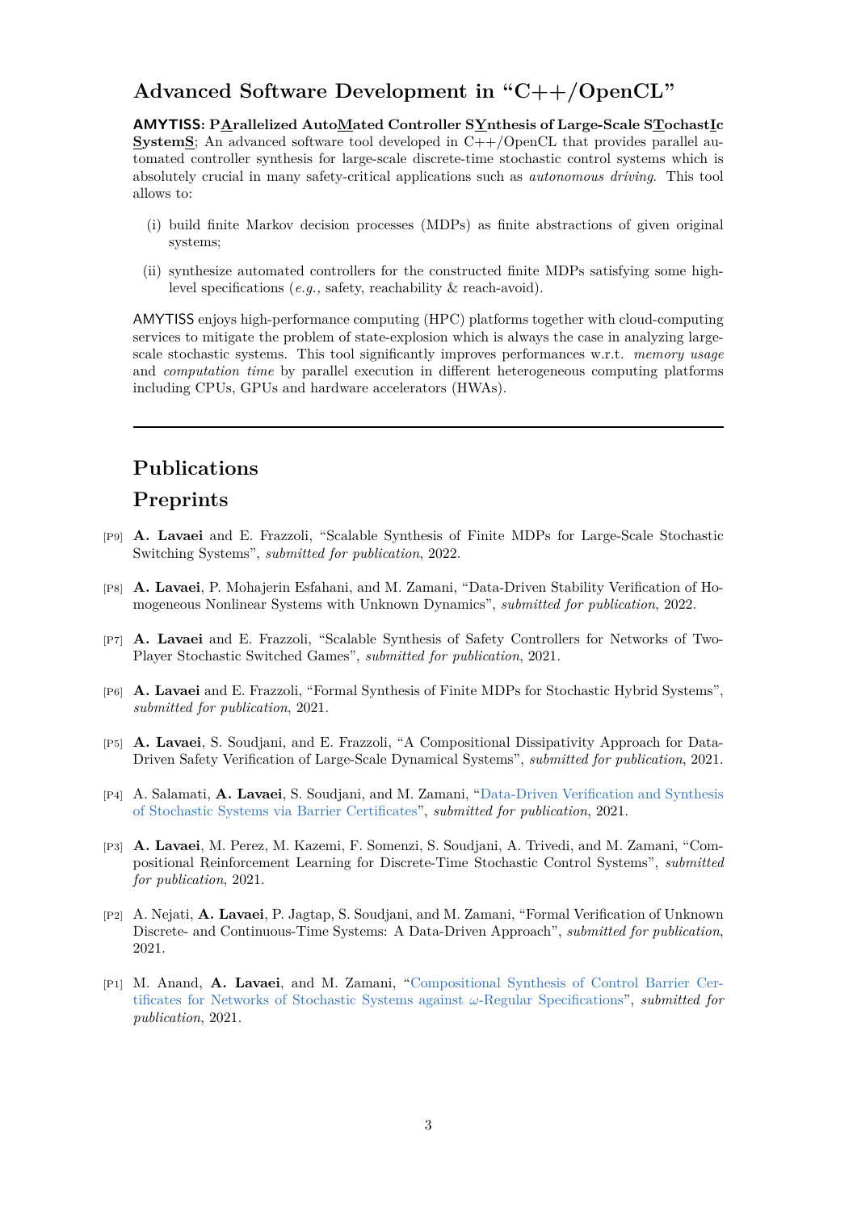## Advanced Software Development in "C++/OpenCL"

**AMYTISS: PArallelized AutoMated Controller SYnthesis of Large-Scale STochastIc SystemS**; An advanced software tool developed in C++/OpenCL that provides parallel automated controller synthesis for large-scale discrete-time stochastic control systems which is absolutely crucial in many safety-critical applications such as *autonomous driving*. This tool allows to:

(i) build finite Markov decision processes (MDPs) as finite abstractions of given original systems;

(ii) synthesize automated controllers for the constructed finite MDPs satisfying some high-level specifications (*e.g.,* safety, reachability & reach-avoid).

AMYTISS enjoys high-performance computing (HPC) platforms together with cloud-computing services to mitigate the problem of state-explosion which is always the case in analyzing large-scale stochastic systems. This tool significantly improves performances w.r.t. *memory usage* and *computation time* by parallel execution in different heterogeneous computing platforms including CPUs, GPUs and hardware accelerators (HWAs).

---

## Publications

### Preprints

[P9] **A. Lavaei** and E. Frazzoli, "Scalable Synthesis of Finite MDPs for Large-Scale Stochastic Switching Systems", *submitted for publication*, 2022.

[P8] **A. Lavaei**, P. Mohajerin Esfahani, and M. Zamani, "Data-Driven Stability Verification of Homogeneous Nonlinear Systems with Unknown Dynamics", *submitted for publication*, 2022.

[P7] **A. Lavaei** and E. Frazzoli, "Scalable Synthesis of Safety Controllers for Networks of Two-Player Stochastic Switched Games", *submitted for publication*, 2021.

[P6] **A. Lavaei** and E. Frazzoli, "Formal Synthesis of Finite MDPs for Stochastic Hybrid Systems", *submitted for publication*, 2021.

[P5] **A. Lavaei**, S. Soudjani, and E. Frazzoli, "A Compositional Dissipativity Approach for Data-Driven Safety Verification of Large-Scale Dynamical Systems", *submitted for publication*, 2021.

[P4] A. Salamati, **A. Lavaei**, S. Soudjani, and M. Zamani, "Data-Driven Verification and Synthesis of Stochastic Systems via Barrier Certificates", *submitted for publication*, 2021.

[P3] **A. Lavaei**, M. Perez, M. Kazemi, F. Somenzi, S. Soudjani, A. Trivedi, and M. Zamani, "Compositional Reinforcement Learning for Discrete-Time Stochastic Control Systems", *submitted for publication*, 2021.

[P2] A. Nejati, **A. Lavaei**, P. Jagtap, S. Soudjani, and M. Zamani, "Formal Verification of Unknown Discrete- and Continuous-Time Systems: A Data-Driven Approach", *submitted for publication*, 2021.

[P1] M. Anand, **A. Lavaei**, and M. Zamani, "Compositional Synthesis of Control Barrier Certificates for Networks of Stochastic Systems against $\omega$-Regular Specifications", *submitted for publication*, 2021.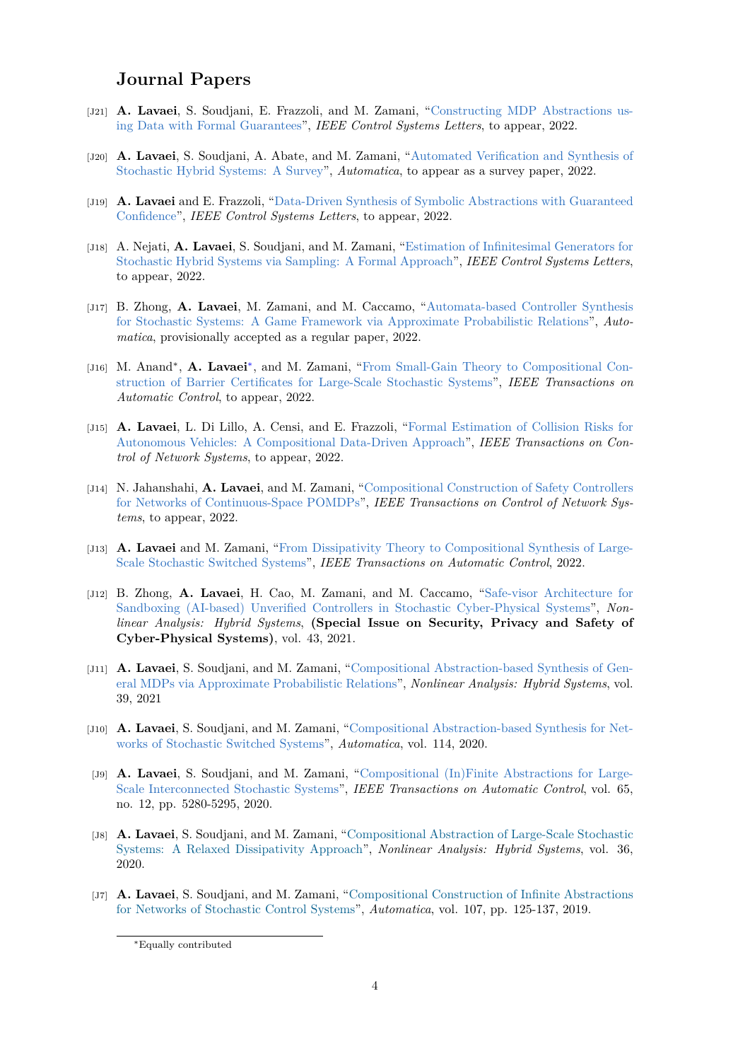## Journal Papers

[J21] **A. Lavaei**, S. Soudjani, E. Frazzoli, and M. Zamani, "Constructing MDP Abstractions using Data with Formal Guarantees", *IEEE Control Systems Letters*, to appear, 2022.

[J20] **A. Lavaei**, S. Soudjani, A. Abate, and M. Zamani, "Automated Verification and Synthesis of Stochastic Hybrid Systems: A Survey", *Automatica*, to appear as a survey paper, 2022.

[J19] **A. Lavaei** and E. Frazzoli, "Data-Driven Synthesis of Symbolic Abstractions with Guaranteed Confidence", *IEEE Control Systems Letters*, to appear, 2022.

[J18] A. Nejati, **A. Lavaei**, S. Soudjani, and M. Zamani, "Estimation of Infinitesimal Generators for Stochastic Hybrid Systems via Sampling: A Formal Approach", *IEEE Control Systems Letters*, to appear, 2022.

[J17] B. Zhong, **A. Lavaei**, M. Zamani, and M. Caccamo, "Automata-based Controller Synthesis for Stochastic Systems: A Game Framework via Approximate Probabilistic Relations", *Automatica*, provisionally accepted as a regular paper, 2022.

[J16] M. Anand*, **A. Lavaei***, and M. Zamani, "From Small-Gain Theory to Compositional Construction of Barrier Certificates for Large-Scale Stochastic Systems", *IEEE Transactions on Automatic Control*, to appear, 2022.

[J15] **A. Lavaei**, L. Di Lillo, A. Censi, and E. Frazzoli, "Formal Estimation of Collision Risks for Autonomous Vehicles: A Compositional Data-Driven Approach", *IEEE Transactions on Control of Network Systems*, to appear, 2022.

[J14] N. Jahanshahi, **A. Lavaei**, and M. Zamani, "Compositional Construction of Safety Controllers for Networks of Continuous-Space POMDPs", *IEEE Transactions on Control of Network Systems*, to appear, 2022.

[J13] **A. Lavaei** and M. Zamani, "From Dissipativity Theory to Compositional Synthesis of Large-Scale Stochastic Switched Systems", *IEEE Transactions on Automatic Control*, 2022.

[J12] B. Zhong, **A. Lavaei**, H. Cao, M. Zamani, and M. Caccamo, "Safe-visor Architecture for Sandboxing (AI-based) Unverified Controllers in Stochastic Cyber-Physical Systems", *Nonlinear Analysis: Hybrid Systems*, **(Special Issue on Security, Privacy and Safety of Cyber-Physical Systems)**, vol. 43, 2021.

[J11] **A. Lavaei**, S. Soudjani, and M. Zamani, "Compositional Abstraction-based Synthesis of General MDPs via Approximate Probabilistic Relations", *Nonlinear Analysis: Hybrid Systems*, vol. 39, 2021

[J10] **A. Lavaei**, S. Soudjani, and M. Zamani, "Compositional Abstraction-based Synthesis for Networks of Stochastic Switched Systems", *Automatica*, vol. 114, 2020.

[J9] **A. Lavaei**, S. Soudjani, and M. Zamani, "Compositional (In)Finite Abstractions for Large-Scale Interconnected Stochastic Systems", *IEEE Transactions on Automatic Control*, vol. 65, no. 12, pp. 5280-5295, 2020.

[J8] **A. Lavaei**, S. Soudjani, and M. Zamani, "Compositional Abstraction of Large-Scale Stochastic Systems: A Relaxed Dissipativity Approach", *Nonlinear Analysis: Hybrid Systems*, vol. 36, 2020.

[J7] **A. Lavaei**, S. Soudjani, and M. Zamani, "Compositional Construction of Infinite Abstractions for Networks of Stochastic Control Systems", *Automatica*, vol. 107, pp. 125-137, 2019.

*Equally contributed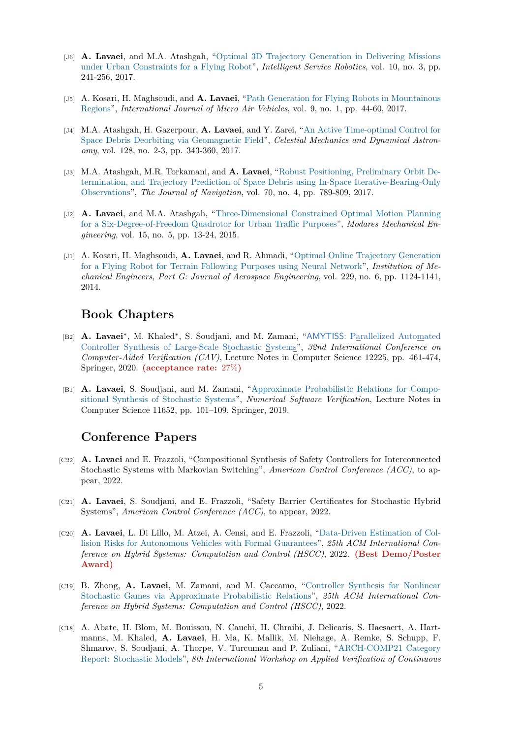- [J6] **A. Lavaei**, and M.A. Atashgah, "Optimal 3D Trajectory Generation in Delivering Missions under Urban Constraints for a Flying Robot", *Intelligent Service Robotics*, vol. 10, no. 3, pp. 241-256, 2017.

- [J5] A. Kosari, H. Maghsoudi, and **A. Lavaei**, "Path Generation for Flying Robots in Mountainous Regions", *International Journal of Micro Air Vehicles*, vol. 9, no. 1, pp. 44-60, 2017.

- [J4] M.A. Atashgah, H. Gazerpour, **A. Lavaei**, and Y. Zarei, "An Active Time-optimal Control for Space Debris Deorbiting via Geomagnetic Field", *Celestial Mechanics and Dynamical Astronomy*, vol. 128, no. 2-3, pp. 343-360, 2017.

- [J3] M.A. Atashgah, M.R. Torkamani, and **A. Lavaei**, "Robust Positioning, Preliminary Orbit Determination, and Trajectory Prediction of Space Debris using In-Space Iterative-Bearing-Only Observations", *The Journal of Navigation*, vol. 70, no. 4, pp. 789-809, 2017.

- [J2] **A. Lavaei**, and M.A. Atashgah, "Three-Dimensional Constrained Optimal Motion Planning for a Six-Degree-of-Freedom Quadrotor for Urban Traffic Purposes", *Modares Mechanical Engineering*, vol. 15, no. 5, pp. 13-24, 2015.

- [J1] A. Kosari, H. Maghsoudi, **A. Lavaei**, and R. Ahmadi, "Optimal Online Trajectory Generation for a Flying Robot for Terrain Following Purposes using Neural Network", *Institution of Mechanical Engineers, Part G: Journal of Aerospace Engineering*, vol. 229, no. 6, pp. 1124-1141, 2014.

## Book Chapters

- [B2] **A. Lavaei**\*, M. Khaled\*, S. Soudjani, and M. Zamani, "AMYTISS: Parallelized Automated Controller Synthesis of Large-Scale Stochastic Systems", *32nd International Conference on Computer-Aided Verification (CAV)*, Lecture Notes in Computer Science 12225, pp. 461-474, Springer, 2020. **(acceptance rate: 27%)**

- [B1] **A. Lavaei**, S. Soudjani, and M. Zamani, "Approximate Probabilistic Relations for Compositional Synthesis of Stochastic Systems", *Numerical Software Verification*, Lecture Notes in Computer Science 11652, pp. 101–109, Springer, 2019.

## Conference Papers

- [C22] **A. Lavaei** and E. Frazzoli, "Compositional Synthesis of Safety Controllers for Interconnected Stochastic Systems with Markovian Switching", *American Control Conference (ACC)*, to appear, 2022.

- [C21] **A. Lavaei**, S. Soudjani, and E. Frazzoli, "Safety Barrier Certificates for Stochastic Hybrid Systems", *American Control Conference (ACC)*, to appear, 2022.

- [C20] **A. Lavaei**, L. Di Lillo, M. Atzei, A. Censi, and E. Frazzoli, "Data-Driven Estimation of Collision Risks for Autonomous Vehicles with Formal Guarantees", *25th ACM International Conference on Hybrid Systems: Computation and Control (HSCC)*, 2022. **(Best Demo/Poster Award)**

- [C19] B. Zhong, **A. Lavaei**, M. Zamani, and M. Caccamo, "Controller Synthesis for Nonlinear Stochastic Games via Approximate Probabilistic Relations", *25th ACM International Conference on Hybrid Systems: Computation and Control (HSCC)*, 2022.

- [C18] A. Abate, H. Blom, M. Bouissou, N. Cauchi, H. Chraibi, J. Delicaris, S. Haesaert, A. Hartmanns, M. Khaled, **A. Lavaei**, H. Ma, K. Mallik, M. Niehage, A. Remke, S. Schupp, F. Shmarov, S. Soudjani, A. Thorpe, V. Turcuman and P. Zuliani, "ARCH-COMP21 Category Report: Stochastic Models", *8th International Workshop on Applied Verification of Continuous*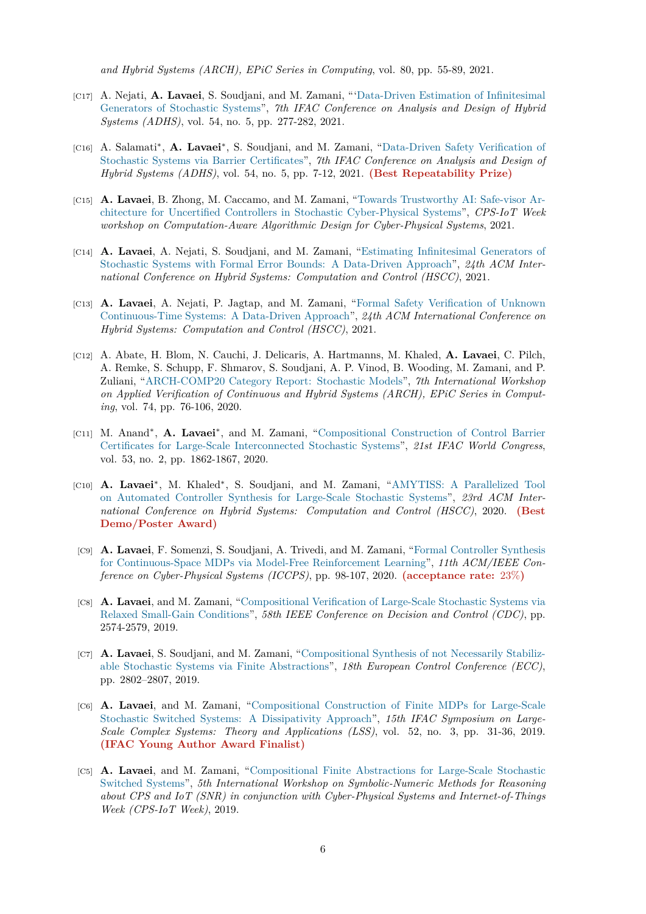*and Hybrid Systems (ARCH), EPiC Series in Computing*, vol. 80, pp. 55-89, 2021.

[C17] A. Nejati, **A. Lavaei**, S. Soudjani, and M. Zamani, "'Data-Driven Estimation of Infinitesimal Generators of Stochastic Systems", *7th IFAC Conference on Analysis and Design of Hybrid Systems (ADHS)*, vol. 54, no. 5, pp. 277-282, 2021.

[C16] A. Salamati*, **A. Lavaei***, S. Soudjani, and M. Zamani, "Data-Driven Safety Verification of Stochastic Systems via Barrier Certificates", *7th IFAC Conference on Analysis and Design of Hybrid Systems (ADHS)*, vol. 54, no. 5, pp. 7-12, 2021. **(Best Repeatability Prize)**

[C15] **A. Lavaei**, B. Zhong, M. Caccamo, and M. Zamani, "Towards Trustworthy AI: Safe-visor Architecture for Uncertified Controllers in Stochastic Cyber-Physical Systems", *CPS-IoT Week workshop on Computation-Aware Algorithmic Design for Cyber-Physical Systems*, 2021.

[C14] **A. Lavaei**, A. Nejati, S. Soudjani, and M. Zamani, "Estimating Infinitesimal Generators of Stochastic Systems with Formal Error Bounds: A Data-Driven Approach", *24th ACM International Conference on Hybrid Systems: Computation and Control (HSCC)*, 2021.

[C13] **A. Lavaei**, A. Nejati, P. Jagtap, and M. Zamani, "Formal Safety Verification of Unknown Continuous-Time Systems: A Data-Driven Approach", *24th ACM International Conference on Hybrid Systems: Computation and Control (HSCC)*, 2021.

[C12] A. Abate, H. Blom, N. Cauchi, J. Delicaris, A. Hartmanns, M. Khaled, **A. Lavaei**, C. Pilch, A. Remke, S. Schupp, F. Shmarov, S. Soudjani, A. P. Vinod, B. Wooding, M. Zamani, and P. Zuliani, "ARCH-COMP20 Category Report: Stochastic Models", *7th International Workshop on Applied Verification of Continuous and Hybrid Systems (ARCH), EPiC Series in Computing*, vol. 74, pp. 76-106, 2020.

[C11] M. Anand*, **A. Lavaei***, and M. Zamani, "Compositional Construction of Control Barrier Certificates for Large-Scale Interconnected Stochastic Systems", *21st IFAC World Congress*, vol. 53, no. 2, pp. 1862-1867, 2020.

[C10] **A. Lavaei***, M. Khaled*, S. Soudjani, and M. Zamani, "AMYTISS: A Parallelized Tool on Automated Controller Synthesis for Large-Scale Stochastic Systems", *23rd ACM International Conference on Hybrid Systems: Computation and Control (HSCC)*, 2020. **(Best Demo/Poster Award)**

[C9] **A. Lavaei**, F. Somenzi, S. Soudjani, A. Trivedi, and M. Zamani, "Formal Controller Synthesis for Continuous-Space MDPs via Model-Free Reinforcement Learning", *11th ACM/IEEE Conference on Cyber-Physical Systems (ICCPS)*, pp. 98-107, 2020. **(acceptance rate: 23%)**

[C8] **A. Lavaei**, and M. Zamani, "Compositional Verification of Large-Scale Stochastic Systems via Relaxed Small-Gain Conditions", *58th IEEE Conference on Decision and Control (CDC)*, pp. 2574-2579, 2019.

[C7] **A. Lavaei**, S. Soudjani, and M. Zamani, "Compositional Synthesis of not Necessarily Stabilizable Stochastic Systems via Finite Abstractions", *18th European Control Conference (ECC)*, pp. 2802–2807, 2019.

[C6] **A. Lavaei**, and M. Zamani, "Compositional Construction of Finite MDPs for Large-Scale Stochastic Switched Systems: A Dissipativity Approach", *15th IFAC Symposium on Large-Scale Complex Systems: Theory and Applications (LSS)*, vol. 52, no. 3, pp. 31-36, 2019. **(IFAC Young Author Award Finalist)**

[C5] **A. Lavaei**, and M. Zamani, "Compositional Finite Abstractions for Large-Scale Stochastic Switched Systems", *5th International Workshop on Symbolic-Numeric Methods for Reasoning about CPS and IoT (SNR) in conjunction with Cyber-Physical Systems and Internet-of-Things Week (CPS-IoT Week)*, 2019.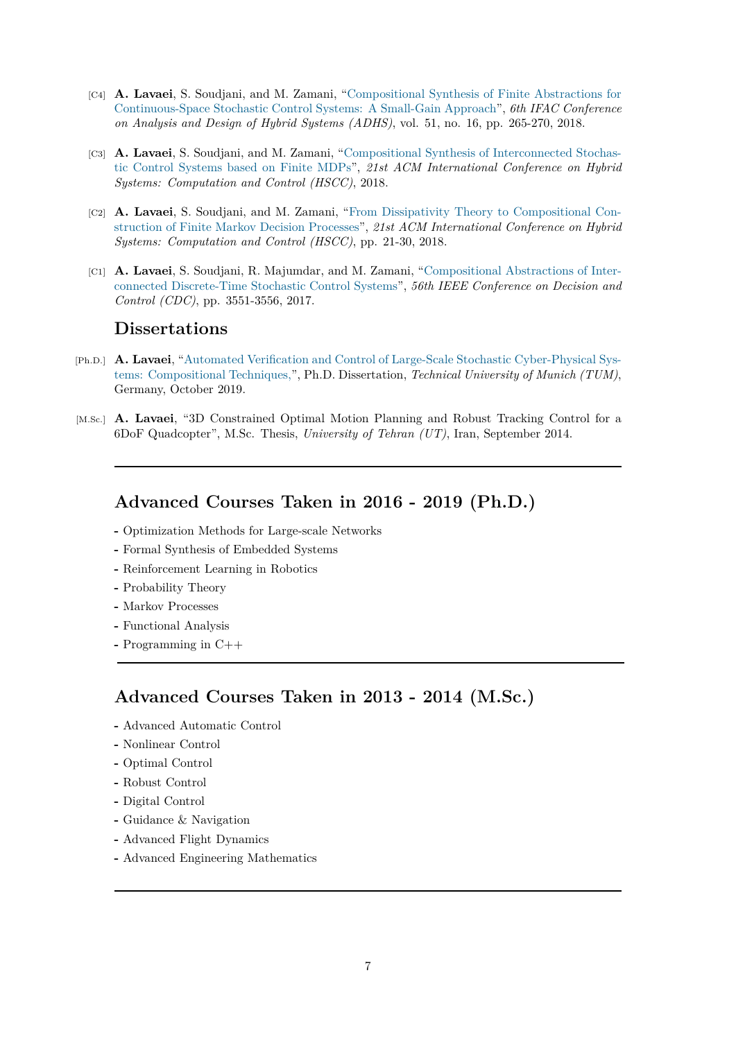- [C4] **A. Lavaei**, S. Soudjani, and M. Zamani, "Compositional Synthesis of Finite Abstractions for Continuous-Space Stochastic Control Systems: A Small-Gain Approach", *6th IFAC Conference on Analysis and Design of Hybrid Systems (ADHS)*, vol. 51, no. 16, pp. 265-270, 2018.

- [C3] **A. Lavaei**, S. Soudjani, and M. Zamani, "Compositional Synthesis of Interconnected Stochastic Control Systems based on Finite MDPs", *21st ACM International Conference on Hybrid Systems: Computation and Control (HSCC)*, 2018.

- [C2] **A. Lavaei**, S. Soudjani, and M. Zamani, "From Dissipativity Theory to Compositional Construction of Finite Markov Decision Processes", *21st ACM International Conference on Hybrid Systems: Computation and Control (HSCC)*, pp. 21-30, 2018.

- [C1] **A. Lavaei**, S. Soudjani, R. Majumdar, and M. Zamani, "Compositional Abstractions of Interconnected Discrete-Time Stochastic Control Systems", *56th IEEE Conference on Decision and Control (CDC)*, pp. 3551-3556, 2017.

## Dissertations

- [Ph.D.] **A. Lavaei**, "Automated Verification and Control of Large-Scale Stochastic Cyber-Physical Systems: Compositional Techniques,", Ph.D. Dissertation, *Technical University of Munich (TUM)*, Germany, October 2019.

- [M.Sc.] **A. Lavaei**, "3D Constrained Optimal Motion Planning and Robust Tracking Control for a 6DoF Quadcopter", M.Sc. Thesis, *University of Tehran (UT)*, Iran, September 2014.

---

## Advanced Courses Taken in 2016 - 2019 (Ph.D.)

- Optimization Methods for Large-scale Networks
- Formal Synthesis of Embedded Systems
- Reinforcement Learning in Robotics
- Probability Theory
- Markov Processes
- Functional Analysis
- Programming in C++

---

## Advanced Courses Taken in 2013 - 2014 (M.Sc.)

- Advanced Automatic Control
- Nonlinear Control
- Optimal Control
- Robust Control
- Digital Control
- Guidance & Navigation
- Advanced Flight Dynamics
- Advanced Engineering Mathematics

---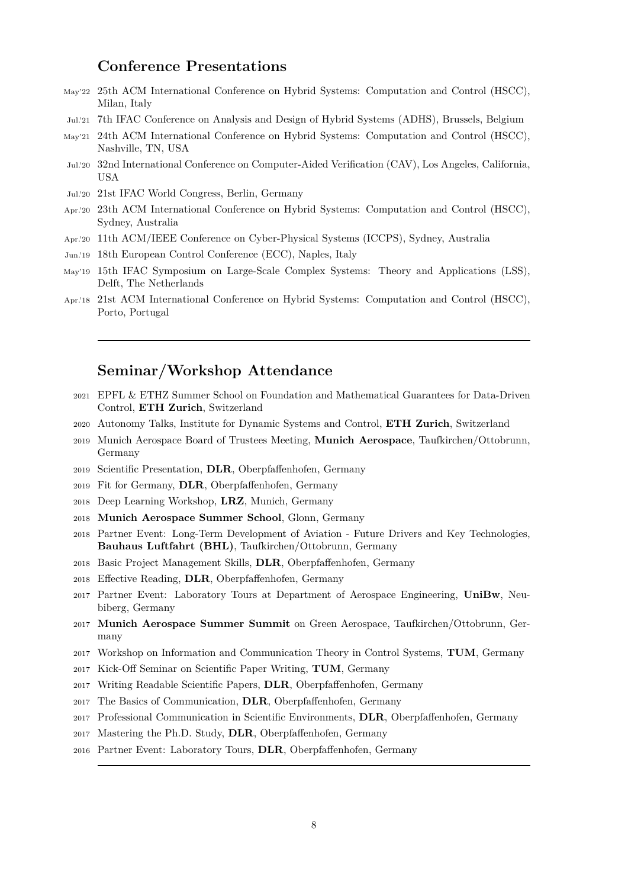## Conference Presentations

- May'22 25th ACM International Conference on Hybrid Systems: Computation and Control (HSCC), Milan, Italy
- Jul.'21 7th IFAC Conference on Analysis and Design of Hybrid Systems (ADHS), Brussels, Belgium
- May'21 24th ACM International Conference on Hybrid Systems: Computation and Control (HSCC), Nashville, TN, USA
- Jul.'20 32nd International Conference on Computer-Aided Verification (CAV), Los Angeles, California, USA
- Jul.'20 21st IFAC World Congress, Berlin, Germany
- Apr.'20 23th ACM International Conference on Hybrid Systems: Computation and Control (HSCC), Sydney, Australia
- Apr.'20 11th ACM/IEEE Conference on Cyber-Physical Systems (ICCPS), Sydney, Australia
- Jun.'19 18th European Control Conference (ECC), Naples, Italy
- May'19 15th IFAC Symposium on Large-Scale Complex Systems: Theory and Applications (LSS), Delft, The Netherlands
- Apr.'18 21st ACM International Conference on Hybrid Systems: Computation and Control (HSCC), Porto, Portugal

---

## Seminar/Workshop Attendance

- 2021 EPFL & ETHZ Summer School on Foundation and Mathematical Guarantees for Data-Driven Control, **ETH Zurich**, Switzerland
- 2020 Autonomy Talks, Institute for Dynamic Systems and Control, **ETH Zurich**, Switzerland
- 2019 Munich Aerospace Board of Trustees Meeting, **Munich Aerospace**, Taufkirchen/Ottobrunn, Germany
- 2019 Scientific Presentation, **DLR**, Oberpfaffenhofen, Germany
- 2019 Fit for Germany, **DLR**, Oberpfaffenhofen, Germany
- 2018 Deep Learning Workshop, **LRZ**, Munich, Germany
- 2018 **Munich Aerospace Summer School**, Glonn, Germany
- 2018 Partner Event: Long-Term Development of Aviation - Future Drivers and Key Technologies, **Bauhaus Luftfahrt (BHL)**, Taufkirchen/Ottobrunn, Germany
- 2018 Basic Project Management Skills, **DLR**, Oberpfaffenhofen, Germany
- 2018 Effective Reading, **DLR**, Oberpfaffenhofen, Germany
- 2017 Partner Event: Laboratory Tours at Department of Aerospace Engineering, **UniBw**, Neubiberg, Germany
- 2017 **Munich Aerospace Summer Summit** on Green Aerospace, Taufkirchen/Ottobrunn, Germany
- 2017 Workshop on Information and Communication Theory in Control Systems, **TUM**, Germany
- 2017 Kick-Off Seminar on Scientific Paper Writing, **TUM**, Germany
- 2017 Writing Readable Scientific Papers, **DLR**, Oberpfaffenhofen, Germany
- 2017 The Basics of Communication, **DLR**, Oberpfaffenhofen, Germany
- 2017 Professional Communication in Scientific Environments, **DLR**, Oberpfaffenhofen, Germany
- 2017 Mastering the Ph.D. Study, **DLR**, Oberpfaffenhofen, Germany
- 2016 Partner Event: Laboratory Tours, **DLR**, Oberpfaffenhofen, Germany

---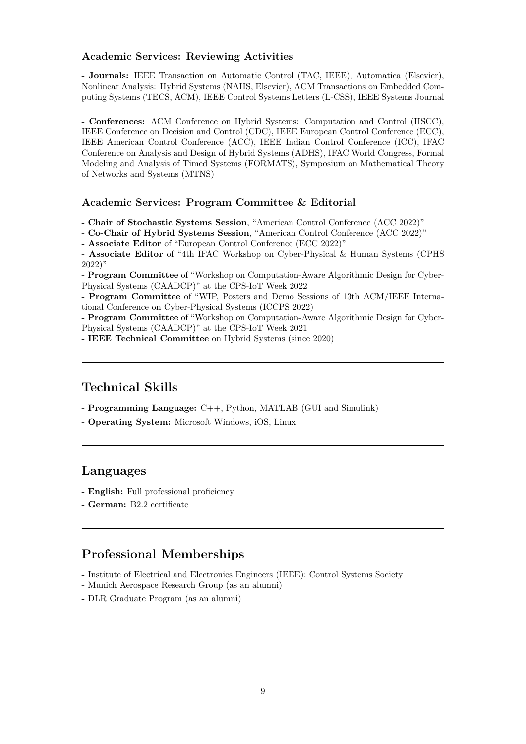### Academic Services: Reviewing Activities

**- Journals:** IEEE Transaction on Automatic Control (TAC, IEEE), Automatica (Elsevier), Nonlinear Analysis: Hybrid Systems (NAHS, Elsevier), ACM Transactions on Embedded Computing Systems (TECS, ACM), IEEE Control Systems Letters (L-CSS), IEEE Systems Journal

**- Conferences:** ACM Conference on Hybrid Systems: Computation and Control (HSCC), IEEE Conference on Decision and Control (CDC), IEEE European Control Conference (ECC), IEEE American Control Conference (ACC), IEEE Indian Control Conference (ICC), IFAC Conference on Analysis and Design of Hybrid Systems (ADHS), IFAC World Congress, Formal Modeling and Analysis of Timed Systems (FORMATS), Symposium on Mathematical Theory of Networks and Systems (MTNS)

### Academic Services: Program Committee & Editorial

**- Chair of Stochastic Systems Session**, "American Control Conference (ACC 2022)"
**- Co-Chair of Hybrid Systems Session**, "American Control Conference (ACC 2022)"
**- Associate Editor** of "European Control Conference (ECC 2022)"
**- Associate Editor** of "4th IFAC Workshop on Cyber-Physical & Human Systems (CPHS 2022)"
**- Program Committee** of "Workshop on Computation-Aware Algorithmic Design for Cyber-Physical Systems (CAADCP)" at the CPS-IoT Week 2022
**- Program Committee** of "WIP, Posters and Demo Sessions of 13th ACM/IEEE International Conference on Cyber-Physical Systems (ICCPS 2022)
**- Program Committee** of "Workshop on Computation-Aware Algorithmic Design for Cyber-Physical Systems (CAADCP)" at the CPS-IoT Week 2021
**- IEEE Technical Committee** on Hybrid Systems (since 2020)

## Technical Skills

**- Programming Language:** C++, Python, MATLAB (GUI and Simulink)

**- Operating System:** Microsoft Windows, iOS, Linux

## Languages

**- English:** Full professional proficiency

**- German:** B2.2 certificate

## Professional Memberships

- Institute of Electrical and Electronics Engineers (IEEE): Control Systems Society
- Munich Aerospace Research Group (as an alumni)
- DLR Graduate Program (as an alumni)